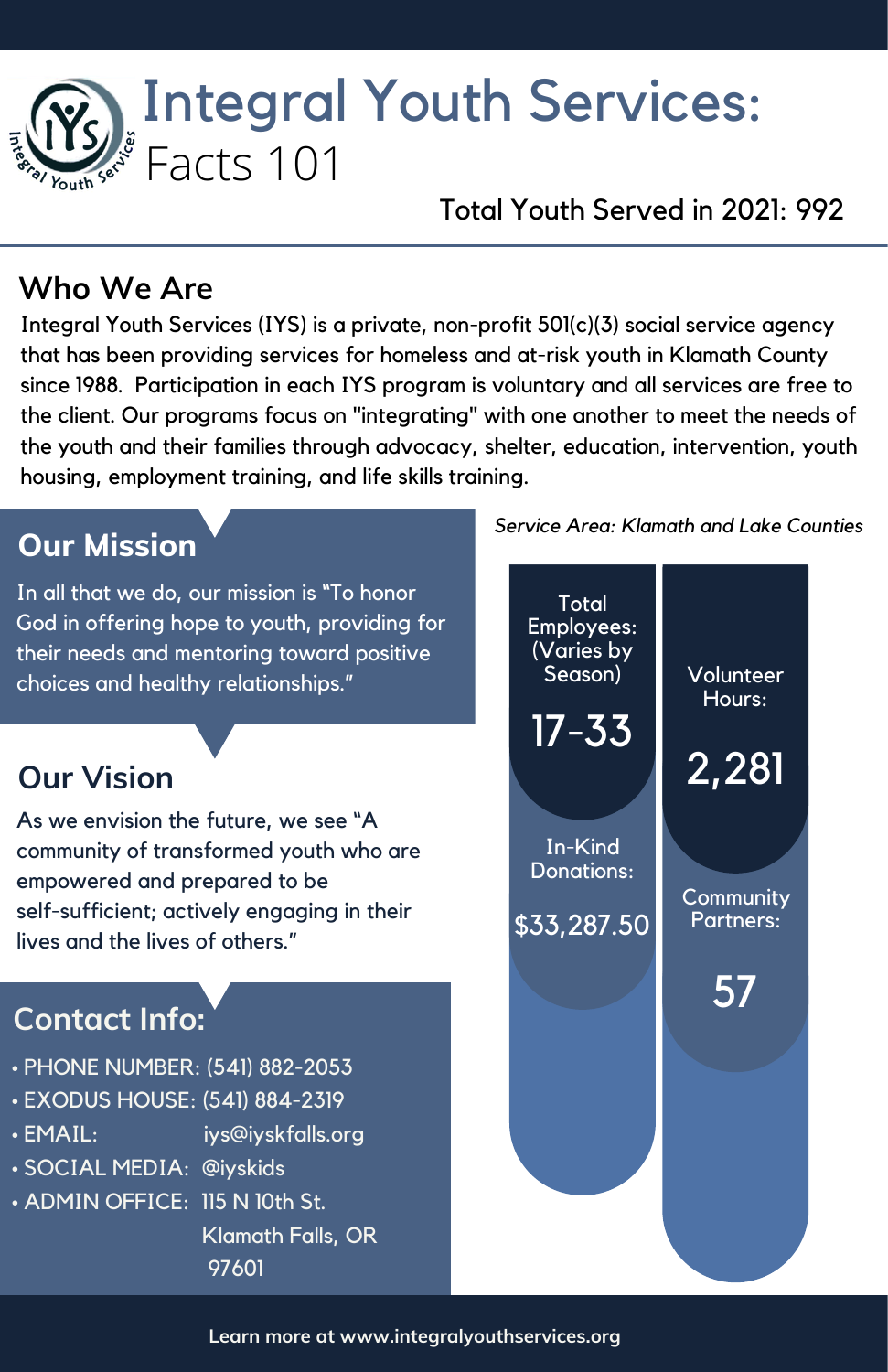# Integral Youth Services: Facts 101

Total Youth Served in 2021: 992

## Who We Are

Integral Youth Services (IYS) is a private, non-profit 501(c)(3) social service agency that has been providing services for homeless and at-risk youth in Klamath County since 1988. Participation in each IYS program is voluntary and all services are free to the client. Our programs focus on "integrating" with one another to meet the needs of the youth and their families through advocacy, shelter, education, intervention, youth housing, employment training, and life skills training.

## Our Mission

In all that we do, our mission is "To honor God in offering hope to youth, providing for their needs and mentoring toward positive choices and healthy relationships."

## Our Vision

As we envision the future, we see "A community of transformed youth who are empowered and prepared to be self-sufficient; actively engaging in their lives and the lives of others."

## Contact Info:

- PHONE NUMBER: (541) 882-2053
- EXODUS HOUSE: (541) 884-2319
- EMAIL: iys@iyskfalls.org
- SOCIAL MEDIA: @iyskids
- ADMIN OFFICE: 115 N 10th St. Klamath Falls, OR 97601

*Service Area: Klamath and Lake Counties*

**Total Employees: (Varies by Season)** 17-33

**Volunteer Hours:** 2,281

**In-Kind Donations:** $33,287.50

**Community Partners:** 57

Learn more at www.integralyouthservices.org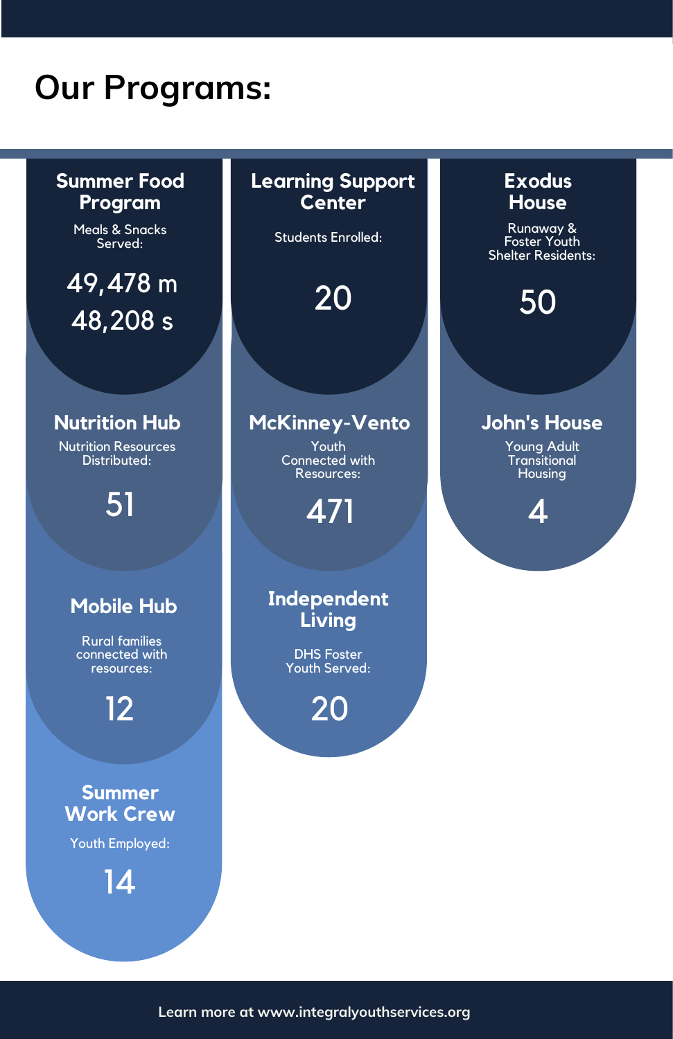# Our Programs:

### Summer Food Program

Meals & Snacks Served:

49,478 m
48,208 s

### Learning Support Center

Students Enrolled:

20

### Exodus House

Runaway & Foster Youth Shelter Residents:

50

### Nutrition Hub

Nutrition Resources Distributed:

51

### McKinney-Vento

Youth Connected with Resources:

471

### John's House

Young Adult Transitional Housing

4

### Mobile Hub

Rural families connected with resources:

12

### Independent Living

DHS Foster Youth Served:

20

### Summer Work Crew

Youth Employed:

14

**Learn more at www.integralyouthservices.org**